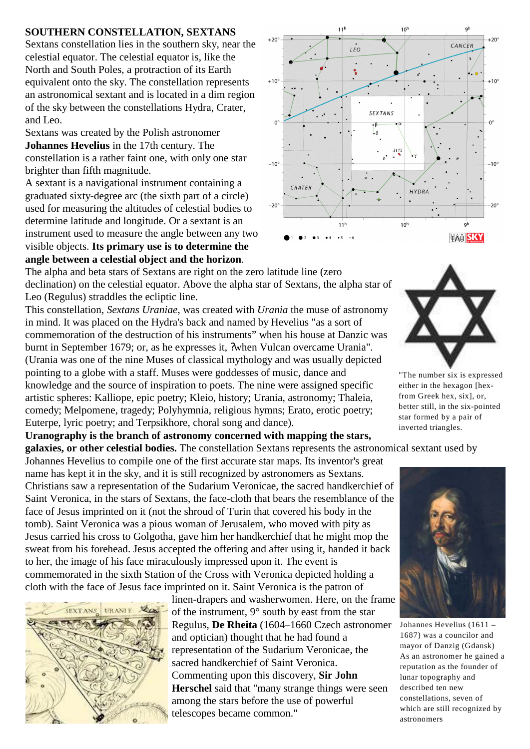**SOUTHERN CONSTELLATION, SEXTANS**

Sextans constellation lies in the southern sky, near the celestial equator. The celestial equator is, like the North and South Poles, a protraction of its Earth equivalent onto the sky. The constellation represents an astronomical sextant and is located in a dim region of the sky between the constellations Hydra, Crater, and Leo.

Sextans was created by the Polish astronomer **Johannes Hevelius** in the 17th century. The constellation is a rather faint one, with only one star brighter than fifth magnitude.

A sextant is a navigational instrument containing a graduated sixty-degree arc (the sixth part of a circle) used for measuring the altitudes of celestial bodies to determine latitude and longitude. Or a sextant is an instrument used to measure the angle between any two visible objects. **Its primary use is to determine the angle between a celestial object and the horizon**.

The alpha and beta stars of Sextans are right on the zero latitude line (zero declination) on the celestial equator. Above the alpha star of Sextans, the alpha star of Leo (Regulus) straddles the ecliptic line.

This constellation, *Sextans Uraniae*, was created with *Urania* the muse of astronomy in mind. It was placed on the Hydra's back and named by Hevelius "as a sort of commemoration of the destruction of his instruments" when his house at Danzic was burnt in September 1679; or, as he expresses it, ?when Vulcan overcame Urania". (Urania was one of the nine Muses of classical mythology and was usually depicted pointing to a globe with a staff. Muses were goddesses of music, dance and knowledge and the source of inspiration to poets. The nine were assigned specific artistic spheres: Kalliope, epic poetry; Kleio, history; Urania, astronomy; Thaleia, comedy; Melpomene, tragedy; Polyhymnia, religious hymns; Erato, erotic poetry; Euterpe, lyric poetry; and Terpsikhore, choral song and dance).

"The number six is expressed either in the hexagon [hex- from Greek hex, six], or, better still, in the six-pointed star formed by a pair of inverted triangles.

**Uranography is the branch of astronomy concerned with mapping the stars, galaxies, or other celestial bodies.** The constellation Sextans represents the astronomical sextant used by Johannes Hevelius to compile one of the first accurate star maps. Its inventor's great name has kept it in the sky, and it is still recognized by astronomers as Sextans.

Christians saw a representation of the Sudarium Veronicae, the sacred handkerchief of Saint Veronica, in the stars of Sextans, the face-cloth that bears the resemblance of the face of Jesus imprinted on it (not the shroud of Turin that covered his body in the tomb). Saint Veronica was a pious woman of Jerusalem, who moved with pity as Jesus carried his cross to Golgotha, gave him her handkerchief that he might mop the sweat from his forehead. Jesus accepted the offering and after using it, handed it back to her, the image of his face miraculously impressed upon it. The event is commemorated in the sixth Station of the Cross with Veronica depicted holding a cloth with the face of Jesus face imprinted on it. Saint Veronica is the patron of linen-drapers and washerwomen. Here, on the frame of the instrument, 9° south by east from the star Regulus, **De Rheita** (1604–1660 Czech astronomer and optician) thought that he had found a representation of the Sudarium Veronicae, the sacred handkerchief of Saint Veronica. Commenting upon this discovery, **Sir John Herschel** said that "many strange things were seen among the stars before the use of powerful telescopes became common."

Johannes Hevelius (1611 – 1687) was a councilor and mayor of Danzig (Gdansk) As an astronomer he gained a reputation as the founder of lunar topography and described ten new constellations, seven of which are still recognized by astronomers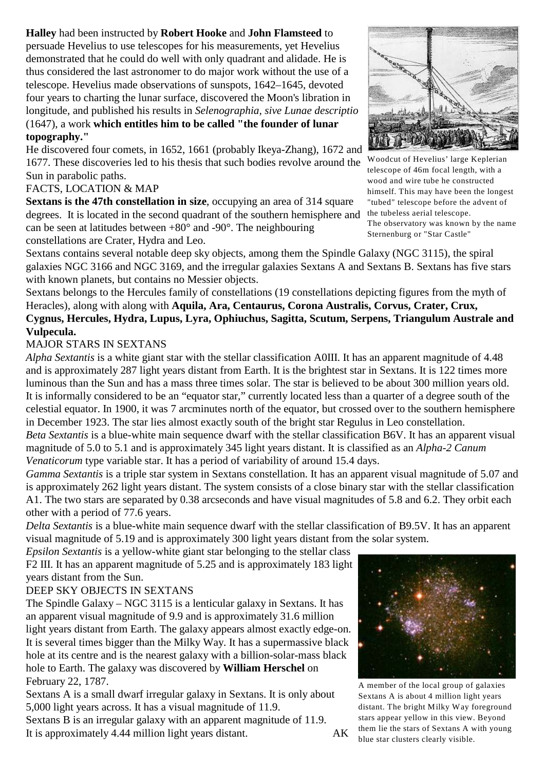**Halley** had been instructed by **Robert Hooke** and **John Flamsteed** to persuade Hevelius to use telescopes for his measurements, yet Hevelius demonstrated that he could do well with only quadrant and alidade. He is thus considered the last astronomer to do major work without the use of a telescope. Hevelius made observations of sunspots, 1642–1645, devoted four years to charting the lunar surface, discovered the Moon's libration in longitude, and published his results in *Selenographia, sive Lunae descriptio* (1647), a work **which entitles him to be called "the founder of lunar topography."**

He discovered four comets, in 1652, 1661 (probably Ikeya-Zhang), 1672 and 1677. These discoveries led to his thesis that such bodies revolve around the Sun in parabolic paths.

Woodcut of Hevelius' large Keplerian telescope of 46m focal length, with a wood and wire tube he constructed himself. This may have been the longest "tubed" telescope before the advent of the tubeless aerial telescope. The observatory was known by the name Sternenburg or "Star Castle"

FACTS, LOCATION & MAP

**Sextans is the 47th constellation in size**, occupying an area of 314 square degrees. It is located in the second quadrant of the southern hemisphere and can be seen at latitudes between +80° and -90°. The neighbouring constellations are Crater, Hydra and Leo.

Sextans contains several notable deep sky objects, among them the Spindle Galaxy (NGC 3115), the spiral galaxies NGC 3166 and NGC 3169, and the irregular galaxies Sextans A and Sextans B. Sextans has five stars with known planets, but contains no Messier objects.

Sextans belongs to the Hercules family of constellations (19 constellations depicting figures from the myth of Heracles), along with along with **Aquila, Ara, Centaurus, Corona Australis, Corvus, Crater, Crux, Cygnus, Hercules, Hydra, Lupus, Lyra, Ophiuchus, Sagitta, Scutum, Serpens, Triangulum Australe and Vulpecula.**

MAJOR STARS IN SEXTANS

*Alpha Sextantis* is a white giant star with the stellar classification A0III. It has an apparent magnitude of 4.48 and is approximately 287 light years distant from Earth. It is the brightest star in Sextans. It is 122 times more luminous than the Sun and has a mass three times solar. The star is believed to be about 300 million years old. It is informally considered to be an "equator star," currently located less than a quarter of a degree south of the celestial equator. In 1900, it was 7 arcminutes north of the equator, but crossed over to the southern hemisphere in December 1923. The star lies almost exactly south of the bright star Regulus in Leo constellation.

*Beta Sextantis* is a blue-white main sequence dwarf with the stellar classification B6V. It has an apparent visual magnitude of 5.0 to 5.1 and is approximately 345 light years distant. It is classified as an *Alpha-2 Canum Venaticorum* type variable star. It has a period of variability of around 15.4 days.

*Gamma Sextantis* is a triple star system in Sextans constellation. It has an apparent visual magnitude of 5.07 and is approximately 262 light years distant. The system consists of a close binary star with the stellar classification A1. The two stars are separated by 0.38 arcseconds and have visual magnitudes of 5.8 and 6.2. They orbit each other with a period of 77.6 years.

*Delta Sextantis* is a blue-white main sequence dwarf with the stellar classification of B9.5V. It has an apparent visual magnitude of 5.19 and is approximately 300 light years distant from the solar system.

*Epsilon Sextantis* is a yellow-white giant star belonging to the stellar class F2 III. It has an apparent magnitude of 5.25 and is approximately 183 light years distant from the Sun.

DEEP SKY OBJECTS IN SEXTANS

The Spindle Galaxy – NGC 3115 is a lenticular galaxy in Sextans. It has an apparent visual magnitude of 9.9 and is approximately 31.6 million light years distant from Earth. The galaxy appears almost exactly edge-on. It is several times bigger than the Milky Way. It has a supermassive black hole at its centre and is the nearest galaxy with a billion-solar-mass black hole to Earth. The galaxy was discovered by **William Herschel** on February 22, 1787.

Sextans A is a small dwarf irregular galaxy in Sextans. It is only about 5,000 light years across. It has a visual magnitude of 11.9.

Sextans B is an irregular galaxy with an apparent magnitude of 11.9. It is approximately 4.44 million light years distant.

AK

A member of the local group of galaxies Sextans A is about 4 million light years distant. The bright Milky Way foreground stars appear yellow in this view. Beyond them lie the stars of Sextans A with young blue star clusters clearly visible.